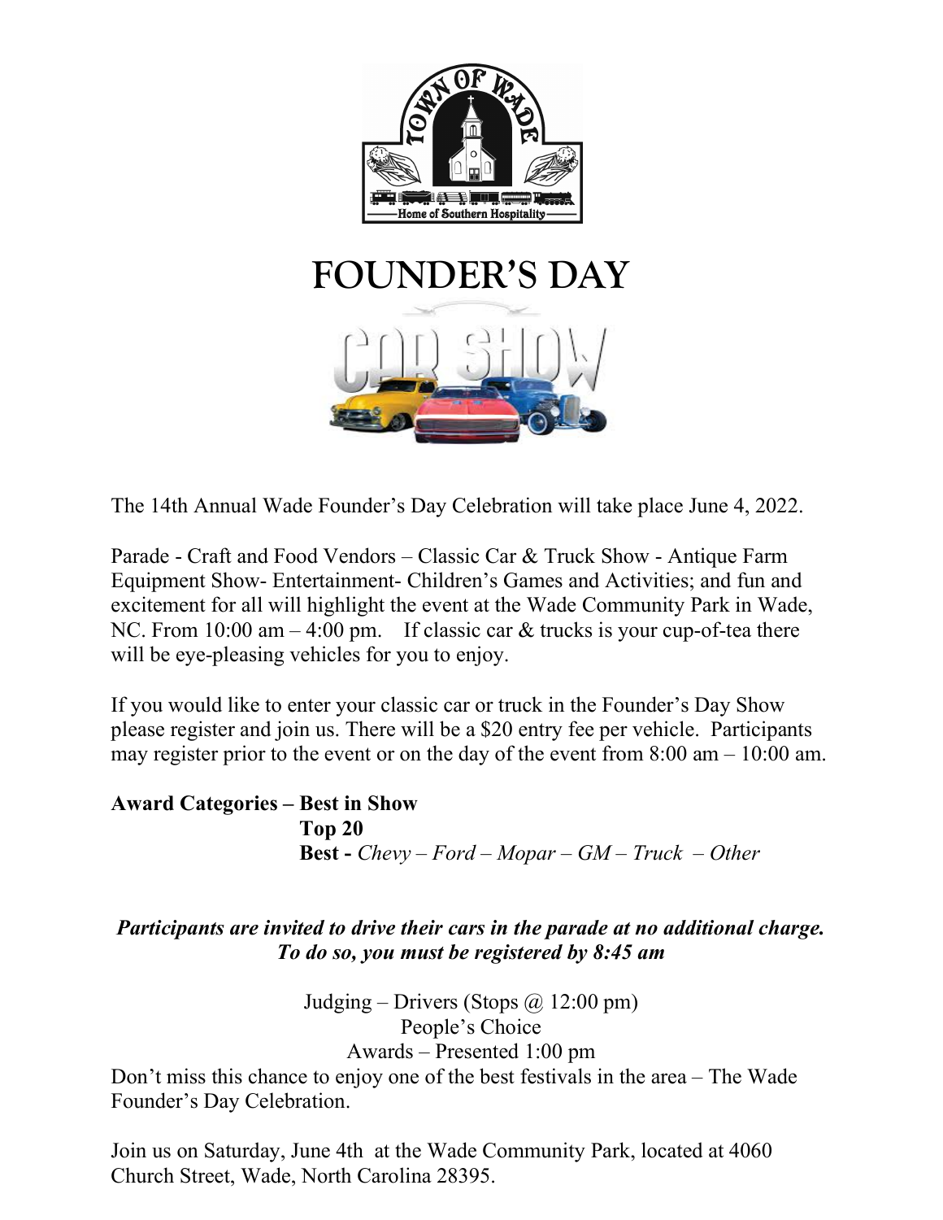# FOUNDER'S DAY

The 14th Annual Wade Founder's Day Celebration will take place June 4, 2022.

Parade - Craft and Food Vendors – Classic Car & Truck Show - Antique Farm Equipment Show- Entertainment- Children's Games and Activities; and fun and excitement for all will highlight the event at the Wade Community Park in Wade, NC. From 10:00 am – 4:00 pm. If classic car & trucks is your cup-of-tea there will be eye-pleasing vehicles for you to enjoy.

If you would like to enter your classic car or truck in the Founder's Day Show please register and join us. There will be a $20 entry fee per vehicle. Participants may register prior to the event or on the day of the event from 8:00 am – 10:00 am.

**Award Categories – Best in Show**
**Top 20**
**Best -** *Chevy – Ford – Mopar – GM – Truck – Other*

***Participants are invited to drive their cars in the parade at no additional charge. To do so, you must be registered by 8:45 am***

Judging – Drivers (Stops @ 12:00 pm)
People's Choice
Awards – Presented 1:00 pm

Don't miss this chance to enjoy one of the best festivals in the area – The Wade Founder's Day Celebration.

Join us on Saturday, June 4th at the Wade Community Park, located at 4060 Church Street, Wade, North Carolina 28395.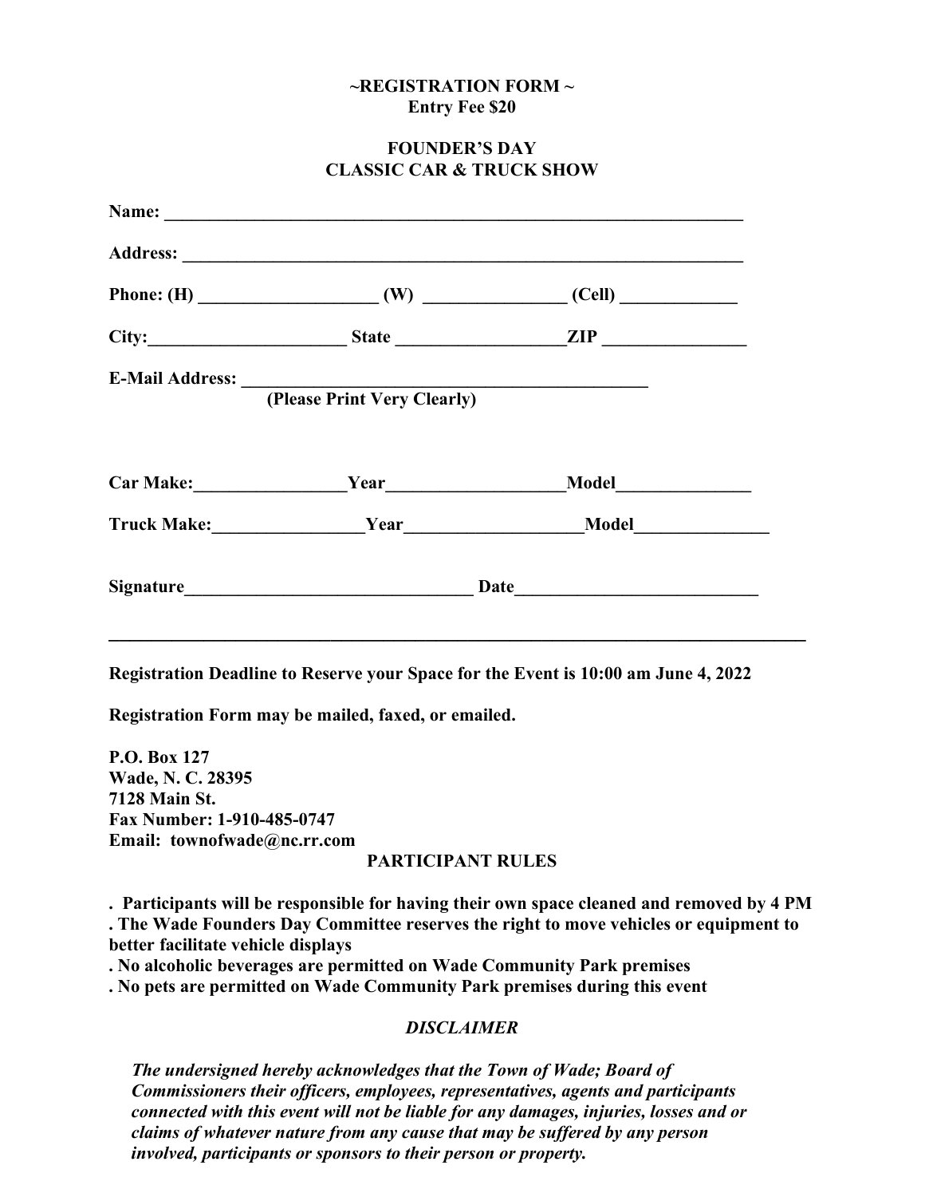**~REGISTRATION FORM ~**
**Entry Fee $20**

**FOUNDER'S DAY**
**CLASSIC CAR & TRUCK SHOW**

**Name:** ________________________________________________________________

**Address:** ______________________________________________________________

**Phone: (H)** ___________________ **(W)** _______________ **(Cell)** ____________

**City:**_____________________ **State** __________________**ZIP** _______________

**E-Mail Address:** ____________________________________________
**(Please Print Very Clearly)**

**Car Make:**________________**Year**___________________**Model**______________

**Truck Make:**________________**Year**___________________**Model**______________

**Signature**_______________________________ **Date**__________________________

---

**Registration Deadline to Reserve your Space for the Event is 10:00 am June 4, 2022**

**Registration Form may be mailed, faxed, or emailed.**

**P.O. Box 127**
**Wade, N. C. 28395**
**7128 Main St.**
**Fax Number: 1-910-485-0747**
**Email: townofwade@nc.rr.com**

**PARTICIPANT RULES**

**. Participants will be responsible for having their own space cleaned and removed by 4 PM**
**. The Wade Founders Day Committee reserves the right to move vehicles or equipment to better facilitate vehicle displays**
**. No alcoholic beverages are permitted on Wade Community Park premises**
**. No pets are permitted on Wade Community Park premises during this event**

***DISCLAIMER***

***The undersigned hereby acknowledges that the Town of Wade; Board of Commissioners their officers, employees, representatives, agents and participants connected with this event will not be liable for any damages, injuries, losses and or claims of whatever nature from any cause that may be suffered by any person involved, participants or sponsors to their person or property.***